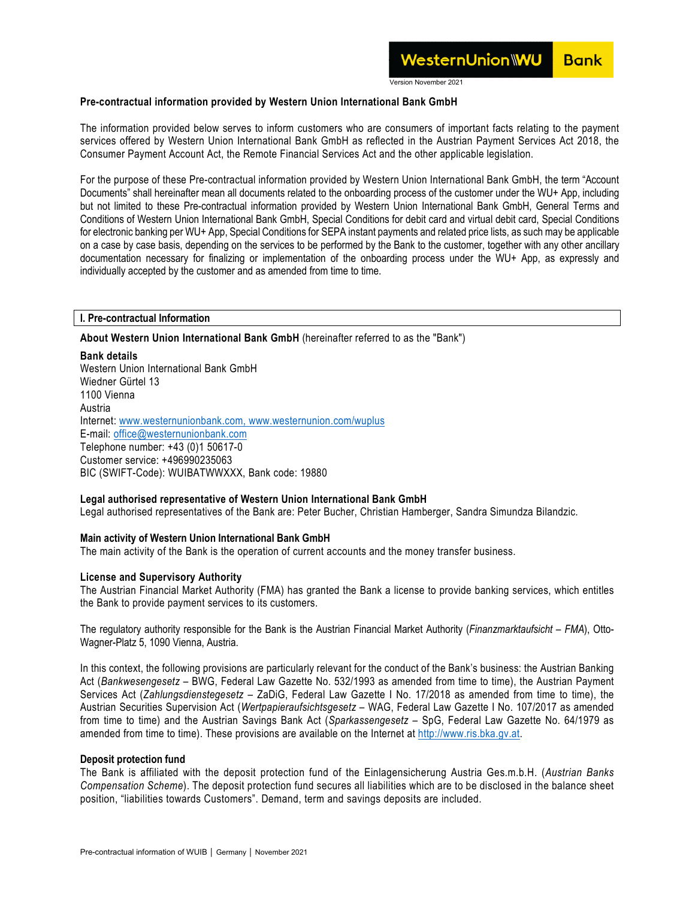Version November 2021

## Pre-contractual information provided by Western Union International Bank GmbH

The information provided below serves to inform customers who are consumers of important facts relating to the payment services offered by Western Union International Bank GmbH as reflected in the Austrian Payment Services Act 2018, the Consumer Payment Account Act, the Remote Financial Services Act and the other applicable legislation.

For the purpose of these Pre-contractual information provided by Western Union International Bank GmbH, the term "Account Documents" shall hereinafter mean all documents related to the onboarding process of the customer under the WU+ App, including but not limited to these Pre-contractual information provided by Western Union International Bank GmbH, General Terms and Conditions of Western Union International Bank GmbH, Special Conditions for debit card and virtual debit card, Special Conditions for electronic banking per WU+ App, Special Conditions for SEPA instant payments and related price lists, as such may be applicable on a case by case basis, depending on the services to be performed by the Bank to the customer, together with any other ancillary documentation necessary for finalizing or implementation of the onboarding process under the WU+ App, as expressly and individually accepted by the customer and as amended from time to time.

## I. Pre-contractual Information

**About Western Union International Bank GmbH** (hereinafter referred to as the "Bank")

**Bank details**
Western Union International Bank GmbH
Wiedner Gürtel 13
1100 Vienna
Austria
Internet: www.westernunionbank.com, www.westernunion.com/wuplus
E-mail: office@westernunionbank.com
Telephone number: +43 (0)1 50617-0
Customer service: +496990235063
BIC (SWIFT-Code): WUIBATWWXXX, Bank code: 19880

**Legal authorised representative of Western Union International Bank GmbH**
Legal authorised representatives of the Bank are: Peter Bucher, Christian Hamberger, Sandra Simundza Bilandzic.

**Main activity of Western Union International Bank GmbH**
The main activity of the Bank is the operation of current accounts and the money transfer business.

**License and Supervisory Authority**
The Austrian Financial Market Authority (FMA) has granted the Bank a license to provide banking services, which entitles the Bank to provide payment services to its customers.

The regulatory authority responsible for the Bank is the Austrian Financial Market Authority (*Finanzmarktaufsicht – FMA*), Otto-Wagner-Platz 5, 1090 Vienna, Austria.

In this context, the following provisions are particularly relevant for the conduct of the Bank's business: the Austrian Banking Act (*Bankwesengesetz* – BWG, Federal Law Gazette No. 532/1993 as amended from time to time), the Austrian Payment Services Act (*Zahlungsdienstegesetz* – ZaDiG, Federal Law Gazette I No. 17/2018 as amended from time to time), the Austrian Securities Supervision Act (*Wertpapieraufsichtsgesetz* – WAG, Federal Law Gazette I No. 107/2017 as amended from time to time) and the Austrian Savings Bank Act (*Sparkassengesetz* – SpG, Federal Law Gazette No. 64/1979 as amended from time to time). These provisions are available on the Internet at http://www.ris.bka.gv.at.

**Deposit protection fund**
The Bank is affiliated with the deposit protection fund of the Einlagensicherung Austria Ges.m.b.H. (*Austrian Banks Compensation Scheme*). The deposit protection fund secures all liabilities which are to be disclosed in the balance sheet position, "liabilities towards Customers". Demand, term and savings deposits are included.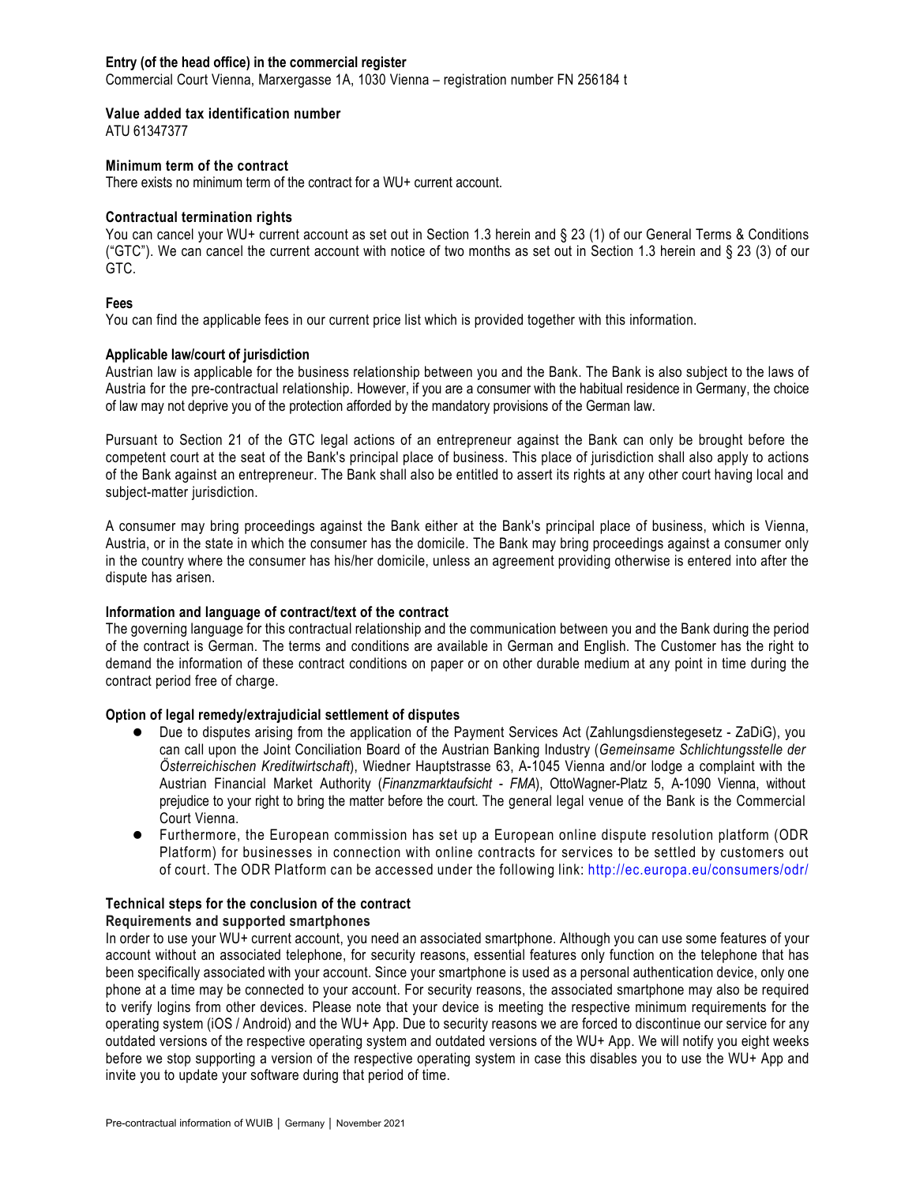**Entry (of the head office) in the commercial register**
Commercial Court Vienna, Marxergasse 1A, 1030 Vienna – registration number FN 256184 t

**Value added tax identification number**
ATU 61347377

**Minimum term of the contract**
There exists no minimum term of the contract for a WU+ current account.

**Contractual termination rights**
You can cancel your WU+ current account as set out in Section 1.3 herein and § 23 (1) of our General Terms & Conditions ("GTC"). We can cancel the current account with notice of two months as set out in Section 1.3 herein and § 23 (3) of our GTC.

**Fees**
You can find the applicable fees in our current price list which is provided together with this information.

**Applicable law/court of jurisdiction**
Austrian law is applicable for the business relationship between you and the Bank. The Bank is also subject to the laws of Austria for the pre-contractual relationship. However, if you are a consumer with the habitual residence in Germany, the choice of law may not deprive you of the protection afforded by the mandatory provisions of the German law.

Pursuant to Section 21 of the GTC legal actions of an entrepreneur against the Bank can only be brought before the competent court at the seat of the Bank's principal place of business. This place of jurisdiction shall also apply to actions of the Bank against an entrepreneur. The Bank shall also be entitled to assert its rights at any other court having local and subject-matter jurisdiction.

A consumer may bring proceedings against the Bank either at the Bank's principal place of business, which is Vienna, Austria, or in the state in which the consumer has the domicile. The Bank may bring proceedings against a consumer only in the country where the consumer has his/her domicile, unless an agreement providing otherwise is entered into after the dispute has arisen.

**Information and language of contract/text of the contract**
The governing language for this contractual relationship and the communication between you and the Bank during the period of the contract is German. The terms and conditions are available in German and English. The Customer has the right to demand the information of these contract conditions on paper or on other durable medium at any point in time during the contract period free of charge.

**Option of legal remedy/extrajudicial settlement of disputes**

- Due to disputes arising from the application of the Payment Services Act (Zahlungsdienstegesetz - ZaDiG), you can call upon the Joint Conciliation Board of the Austrian Banking Industry (*Gemeinsame Schlichtungsstelle der Österreichischen Kreditwirtschaft*), Wiedner Hauptstrasse 63, A-1045 Vienna and/or lodge a complaint with the Austrian Financial Market Authority (*Finanzmarktaufsicht - FMA*), OttoWagner-Platz 5, A-1090 Vienna, without prejudice to your right to bring the matter before the court. The general legal venue of the Bank is the Commercial Court Vienna.
- Furthermore, the European commission has set up a European online dispute resolution platform (ODR Platform) for businesses in connection with online contracts for services to be settled by customers out of court. The ODR Platform can be accessed under the following link: http://ec.europa.eu/consumers/odr/

**Technical steps for the conclusion of the contract**

**Requirements and supported smartphones**
In order to use your WU+ current account, you need an associated smartphone. Although you can use some features of your account without an associated telephone, for security reasons, essential features only function on the telephone that has been specifically associated with your account. Since your smartphone is used as a personal authentication device, only one phone at a time may be connected to your account. For security reasons, the associated smartphone may also be required to verify logins from other devices. Please note that your device is meeting the respective minimum requirements for the operating system (iOS / Android) and the WU+ App. Due to security reasons we are forced to discontinue our service for any outdated versions of the respective operating system and outdated versions of the WU+ App. We will notify you eight weeks before we stop supporting a version of the respective operating system in case this disables you to use the WU+ App and invite you to update your software during that period of time.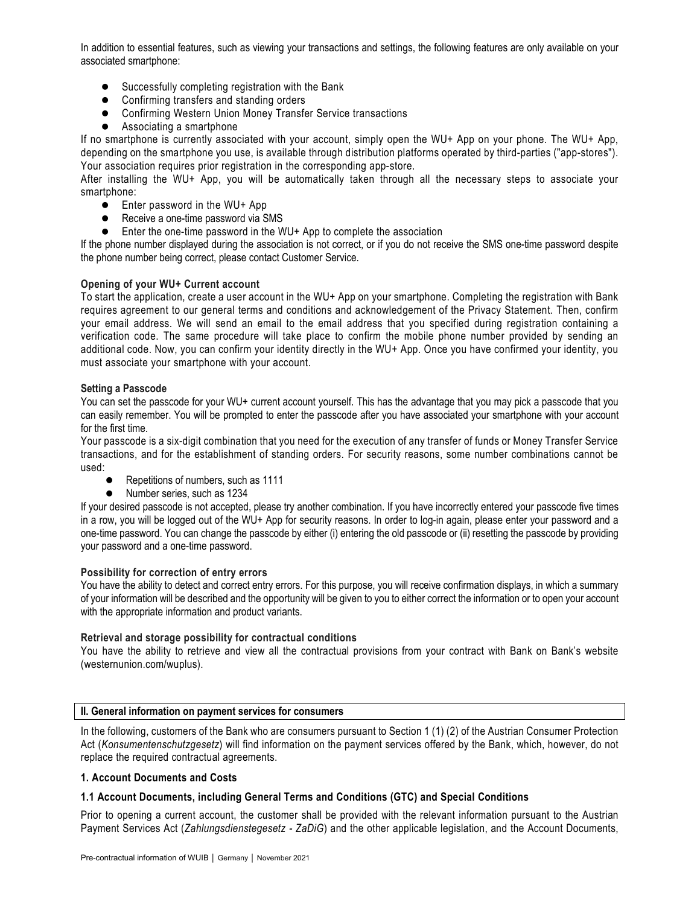In addition to essential features, such as viewing your transactions and settings, the following features are only available on your associated smartphone:

- Successfully completing registration with the Bank
- Confirming transfers and standing orders
- Confirming Western Union Money Transfer Service transactions
- Associating a smartphone

If no smartphone is currently associated with your account, simply open the WU+ App on your phone. The WU+ App, depending on the smartphone you use, is available through distribution platforms operated by third-parties ("app-stores"). Your association requires prior registration in the corresponding app-store.

After installing the WU+ App, you will be automatically taken through all the necessary steps to associate your smartphone:

- Enter password in the WU+ App
- Receive a one-time password via SMS
- Enter the one-time password in the WU+ App to complete the association

If the phone number displayed during the association is not correct, or if you do not receive the SMS one-time password despite the phone number being correct, please contact Customer Service.

**Opening of your WU+ Current account**

To start the application, create a user account in the WU+ App on your smartphone. Completing the registration with Bank requires agreement to our general terms and conditions and acknowledgement of the Privacy Statement. Then, confirm your email address. We will send an email to the email address that you specified during registration containing a verification code. The same procedure will take place to confirm the mobile phone number provided by sending an additional code. Now, you can confirm your identity directly in the WU+ App. Once you have confirmed your identity, you must associate your smartphone with your account.

**Setting a Passcode**

You can set the passcode for your WU+ current account yourself. This has the advantage that you may pick a passcode that you can easily remember. You will be prompted to enter the passcode after you have associated your smartphone with your account for the first time.

Your passcode is a six-digit combination that you need for the execution of any transfer of funds or Money Transfer Service transactions, and for the establishment of standing orders. For security reasons, some number combinations cannot be used:

- Repetitions of numbers, such as 1111
- Number series, such as 1234

If your desired passcode is not accepted, please try another combination. If you have incorrectly entered your passcode five times in a row, you will be logged out of the WU+ App for security reasons. In order to log-in again, please enter your password and a one-time password. You can change the passcode by either (i) entering the old passcode or (ii) resetting the passcode by providing your password and a one-time password.

**Possibility for correction of entry errors**

You have the ability to detect and correct entry errors. For this purpose, you will receive confirmation displays, in which a summary of your information will be described and the opportunity will be given to you to either correct the information or to open your account with the appropriate information and product variants.

**Retrieval and storage possibility for contractual conditions**

You have the ability to retrieve and view all the contractual provisions from your contract with Bank on Bank's website (westernunion.com/wuplus).

## II. General information on payment services for consumers

In the following, customers of the Bank who are consumers pursuant to Section 1 (1) (2) of the Austrian Consumer Protection Act (*Konsumentenschutzgesetz*) will find information on the payment services offered by the Bank, which, however, do not replace the required contractual agreements.

### 1. Account Documents and Costs

#### 1.1 Account Documents, including General Terms and Conditions (GTC) and Special Conditions

Prior to opening a current account, the customer shall be provided with the relevant information pursuant to the Austrian Payment Services Act (*Zahlungsdienstegesetz - ZaDiG*) and the other applicable legislation, and the Account Documents,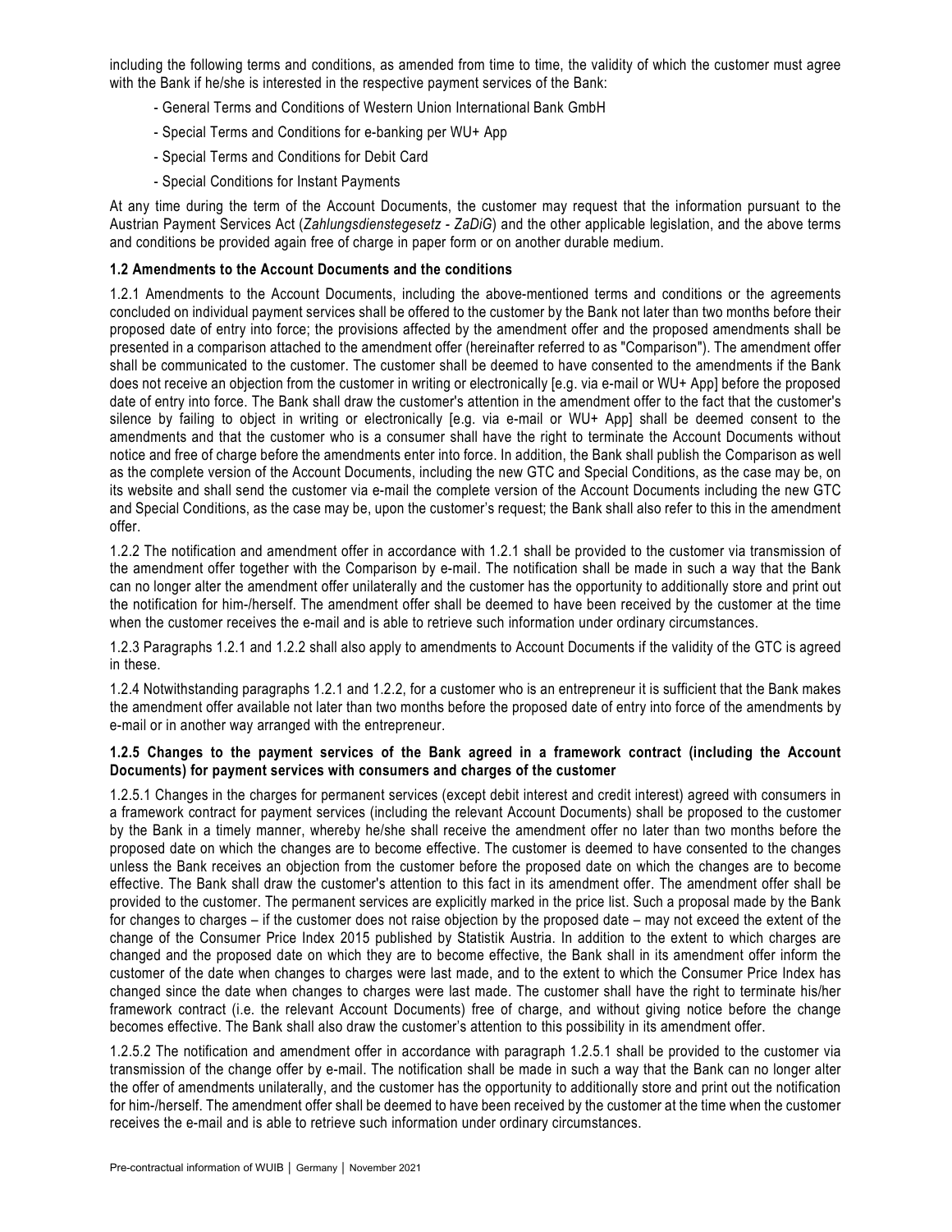including the following terms and conditions, as amended from time to time, the validity of which the customer must agree with the Bank if he/she is interested in the respective payment services of the Bank:

- General Terms and Conditions of Western Union International Bank GmbH
- Special Terms and Conditions for e-banking per WU+ App
- Special Terms and Conditions for Debit Card
- Special Conditions for Instant Payments

At any time during the term of the Account Documents, the customer may request that the information pursuant to the Austrian Payment Services Act (*Zahlungsdienstegesetz - ZaDiG*) and the other applicable legislation, and the above terms and conditions be provided again free of charge in paper form or on another durable medium.

**1.2 Amendments to the Account Documents and the conditions**

1.2.1 Amendments to the Account Documents, including the above-mentioned terms and conditions or the agreements concluded on individual payment services shall be offered to the customer by the Bank not later than two months before their proposed date of entry into force; the provisions affected by the amendment offer and the proposed amendments shall be presented in a comparison attached to the amendment offer (hereinafter referred to as "Comparison"). The amendment offer shall be communicated to the customer. The customer shall be deemed to have consented to the amendments if the Bank does not receive an objection from the customer in writing or electronically [e.g. via e-mail or WU+ App] before the proposed date of entry into force. The Bank shall draw the customer's attention in the amendment offer to the fact that the customer's silence by failing to object in writing or electronically [e.g. via e-mail or WU+ App] shall be deemed consent to the amendments and that the customer who is a consumer shall have the right to terminate the Account Documents without notice and free of charge before the amendments enter into force. In addition, the Bank shall publish the Comparison as well as the complete version of the Account Documents, including the new GTC and Special Conditions, as the case may be, on its website and shall send the customer via e-mail the complete version of the Account Documents including the new GTC and Special Conditions, as the case may be, upon the customer's request; the Bank shall also refer to this in the amendment offer.

1.2.2 The notification and amendment offer in accordance with 1.2.1 shall be provided to the customer via transmission of the amendment offer together with the Comparison by e-mail. The notification shall be made in such a way that the Bank can no longer alter the amendment offer unilaterally and the customer has the opportunity to additionally store and print out the notification for him-/herself. The amendment offer shall be deemed to have been received by the customer at the time when the customer receives the e-mail and is able to retrieve such information under ordinary circumstances.

1.2.3 Paragraphs 1.2.1 and 1.2.2 shall also apply to amendments to Account Documents if the validity of the GTC is agreed in these.

1.2.4 Notwithstanding paragraphs 1.2.1 and 1.2.2, for a customer who is an entrepreneur it is sufficient that the Bank makes the amendment offer available not later than two months before the proposed date of entry into force of the amendments by e-mail or in another way arranged with the entrepreneur.

**1.2.5 Changes to the payment services of the Bank agreed in a framework contract (including the Account Documents) for payment services with consumers and charges of the customer**

1.2.5.1 Changes in the charges for permanent services (except debit interest and credit interest) agreed with consumers in a framework contract for payment services (including the relevant Account Documents) shall be proposed to the customer by the Bank in a timely manner, whereby he/she shall receive the amendment offer no later than two months before the proposed date on which the changes are to become effective. The customer is deemed to have consented to the changes unless the Bank receives an objection from the customer before the proposed date on which the changes are to become effective. The Bank shall draw the customer's attention to this fact in its amendment offer. The amendment offer shall be provided to the customer. The permanent services are explicitly marked in the price list. Such a proposal made by the Bank for changes to charges – if the customer does not raise objection by the proposed date – may not exceed the extent of the change of the Consumer Price Index 2015 published by Statistik Austria. In addition to the extent to which charges are changed and the proposed date on which they are to become effective, the Bank shall in its amendment offer inform the customer of the date when changes to charges were last made, and to the extent to which the Consumer Price Index has changed since the date when changes to charges were last made. The customer shall have the right to terminate his/her framework contract (i.e. the relevant Account Documents) free of charge, and without giving notice before the change becomes effective. The Bank shall also draw the customer's attention to this possibility in its amendment offer.

1.2.5.2 The notification and amendment offer in accordance with paragraph 1.2.5.1 shall be provided to the customer via transmission of the change offer by e-mail. The notification shall be made in such a way that the Bank can no longer alter the offer of amendments unilaterally, and the customer has the opportunity to additionally store and print out the notification for him-/herself. The amendment offer shall be deemed to have been received by the customer at the time when the customer receives the e-mail and is able to retrieve such information under ordinary circumstances.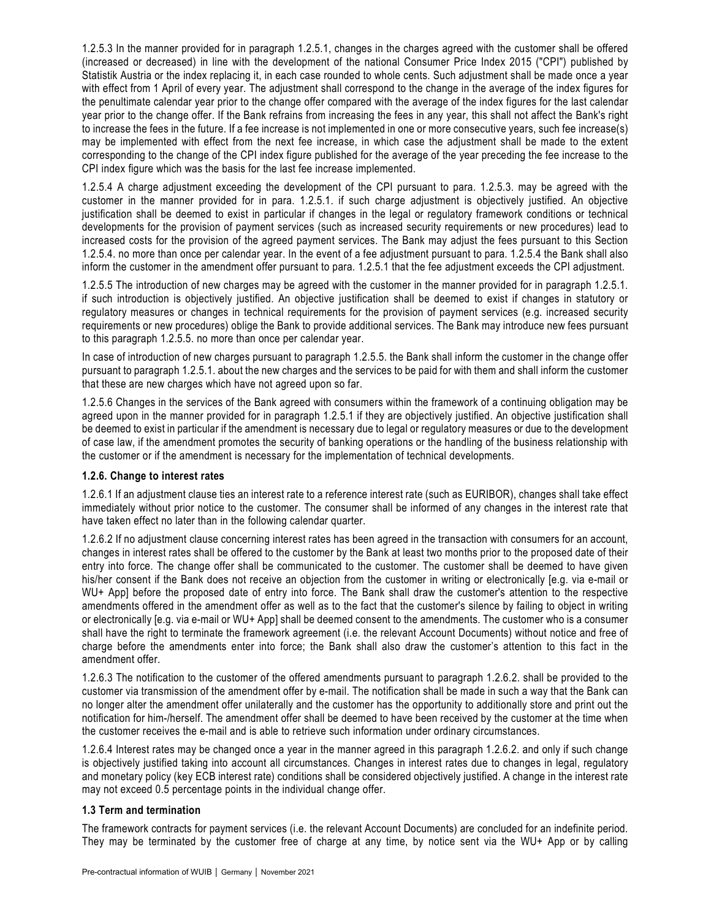1.2.5.3 In the manner provided for in paragraph 1.2.5.1, changes in the charges agreed with the customer shall be offered (increased or decreased) in line with the development of the national Consumer Price Index 2015 ("CPI") published by Statistik Austria or the index replacing it, in each case rounded to whole cents. Such adjustment shall be made once a year with effect from 1 April of every year. The adjustment shall correspond to the change in the average of the index figures for the penultimate calendar year prior to the change offer compared with the average of the index figures for the last calendar year prior to the change offer. If the Bank refrains from increasing the fees in any year, this shall not affect the Bank's right to increase the fees in the future. If a fee increase is not implemented in one or more consecutive years, such fee increase(s) may be implemented with effect from the next fee increase, in which case the adjustment shall be made to the extent corresponding to the change of the CPI index figure published for the average of the year preceding the fee increase to the CPI index figure which was the basis for the last fee increase implemented.

1.2.5.4 A charge adjustment exceeding the development of the CPI pursuant to para. 1.2.5.3. may be agreed with the customer in the manner provided for in para. 1.2.5.1. if such charge adjustment is objectively justified. An objective justification shall be deemed to exist in particular if changes in the legal or regulatory framework conditions or technical developments for the provision of payment services (such as increased security requirements or new procedures) lead to increased costs for the provision of the agreed payment services. The Bank may adjust the fees pursuant to this Section 1.2.5.4. no more than once per calendar year. In the event of a fee adjustment pursuant to para. 1.2.5.4 the Bank shall also inform the customer in the amendment offer pursuant to para. 1.2.5.1 that the fee adjustment exceeds the CPI adjustment.

1.2.5.5 The introduction of new charges may be agreed with the customer in the manner provided for in paragraph 1.2.5.1. if such introduction is objectively justified. An objective justification shall be deemed to exist if changes in statutory or regulatory measures or changes in technical requirements for the provision of payment services (e.g. increased security requirements or new procedures) oblige the Bank to provide additional services. The Bank may introduce new fees pursuant to this paragraph 1.2.5.5. no more than once per calendar year.

In case of introduction of new charges pursuant to paragraph 1.2.5.5. the Bank shall inform the customer in the change offer pursuant to paragraph 1.2.5.1. about the new charges and the services to be paid for with them and shall inform the customer that these are new charges which have not agreed upon so far.

1.2.5.6 Changes in the services of the Bank agreed with consumers within the framework of a continuing obligation may be agreed upon in the manner provided for in paragraph 1.2.5.1 if they are objectively justified. An objective justification shall be deemed to exist in particular if the amendment is necessary due to legal or regulatory measures or due to the development of case law, if the amendment promotes the security of banking operations or the handling of the business relationship with the customer or if the amendment is necessary for the implementation of technical developments.

#### 1.2.6. Change to interest rates

1.2.6.1 If an adjustment clause ties an interest rate to a reference interest rate (such as EURIBOR), changes shall take effect immediately without prior notice to the customer. The consumer shall be informed of any changes in the interest rate that have taken effect no later than in the following calendar quarter.

1.2.6.2 If no adjustment clause concerning interest rates has been agreed in the transaction with consumers for an account, changes in interest rates shall be offered to the customer by the Bank at least two months prior to the proposed date of their entry into force. The change offer shall be communicated to the customer. The customer shall be deemed to have given his/her consent if the Bank does not receive an objection from the customer in writing or electronically [e.g. via e-mail or WU+ App] before the proposed date of entry into force. The Bank shall draw the customer's attention to the respective amendments offered in the amendment offer as well as to the fact that the customer's silence by failing to object in writing or electronically [e.g. via e-mail or WU+ App] shall be deemed consent to the amendments. The customer who is a consumer shall have the right to terminate the framework agreement (i.e. the relevant Account Documents) without notice and free of charge before the amendments enter into force; the Bank shall also draw the customer's attention to this fact in the amendment offer.

1.2.6.3 The notification to the customer of the offered amendments pursuant to paragraph 1.2.6.2. shall be provided to the customer via transmission of the amendment offer by e-mail. The notification shall be made in such a way that the Bank can no longer alter the amendment offer unilaterally and the customer has the opportunity to additionally store and print out the notification for him-/herself. The amendment offer shall be deemed to have been received by the customer at the time when the customer receives the e-mail and is able to retrieve such information under ordinary circumstances.

1.2.6.4 Interest rates may be changed once a year in the manner agreed in this paragraph 1.2.6.2. and only if such change is objectively justified taking into account all circumstances. Changes in interest rates due to changes in legal, regulatory and monetary policy (key ECB interest rate) conditions shall be considered objectively justified. A change in the interest rate may not exceed 0.5 percentage points in the individual change offer.

### 1.3 Term and termination

The framework contracts for payment services (i.e. the relevant Account Documents) are concluded for an indefinite period. They may be terminated by the customer free of charge at any time, by notice sent via the WU+ App or by calling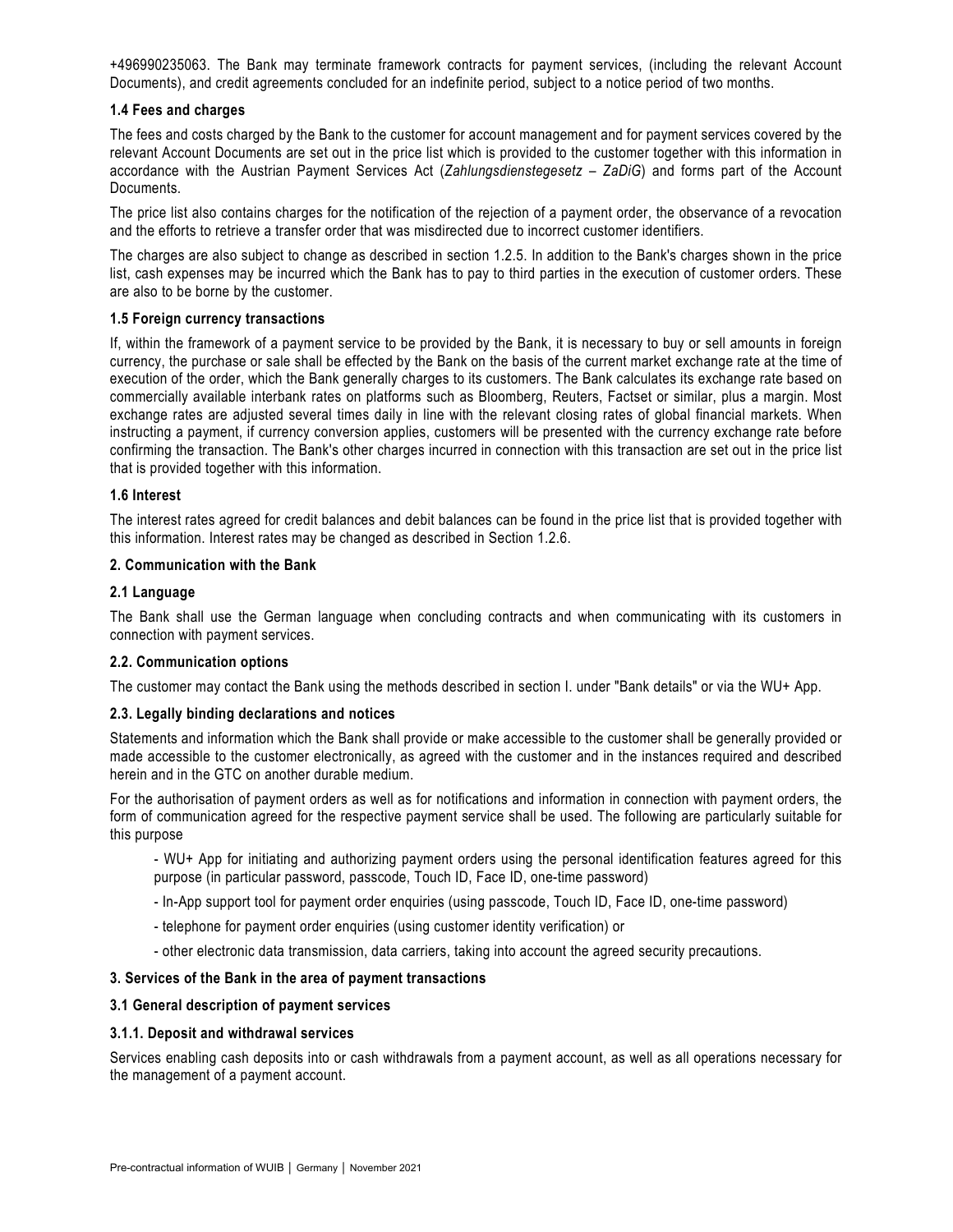+496990235063. The Bank may terminate framework contracts for payment services, (including the relevant Account Documents), and credit agreements concluded for an indefinite period, subject to a notice period of two months.

### 1.4 Fees and charges

The fees and costs charged by the Bank to the customer for account management and for payment services covered by the relevant Account Documents are set out in the price list which is provided to the customer together with this information in accordance with the Austrian Payment Services Act (*Zahlungsdienstegesetz – ZaDiG*) and forms part of the Account Documents.

The price list also contains charges for the notification of the rejection of a payment order, the observance of a revocation and the efforts to retrieve a transfer order that was misdirected due to incorrect customer identifiers.

The charges are also subject to change as described in section 1.2.5. In addition to the Bank's charges shown in the price list, cash expenses may be incurred which the Bank has to pay to third parties in the execution of customer orders. These are also to be borne by the customer.

### 1.5 Foreign currency transactions

If, within the framework of a payment service to be provided by the Bank, it is necessary to buy or sell amounts in foreign currency, the purchase or sale shall be effected by the Bank on the basis of the current market exchange rate at the time of execution of the order, which the Bank generally charges to its customers. The Bank calculates its exchange rate based on commercially available interbank rates on platforms such as Bloomberg, Reuters, Factset or similar, plus a margin. Most exchange rates are adjusted several times daily in line with the relevant closing rates of global financial markets. When instructing a payment, if currency conversion applies, customers will be presented with the currency exchange rate before confirming the transaction. The Bank's other charges incurred in connection with this transaction are set out in the price list that is provided together with this information.

### 1.6 Interest

The interest rates agreed for credit balances and debit balances can be found in the price list that is provided together with this information. Interest rates may be changed as described in Section 1.2.6.

## 2. Communication with the Bank

### 2.1 Language

The Bank shall use the German language when concluding contracts and when communicating with its customers in connection with payment services.

### 2.2. Communication options

The customer may contact the Bank using the methods described in section I. under "Bank details" or via the WU+ App.

### 2.3. Legally binding declarations and notices

Statements and information which the Bank shall provide or make accessible to the customer shall be generally provided or made accessible to the customer electronically, as agreed with the customer and in the instances required and described herein and in the GTC on another durable medium.

For the authorisation of payment orders as well as for notifications and information in connection with payment orders, the form of communication agreed for the respective payment service shall be used. The following are particularly suitable for this purpose

- WU+ App for initiating and authorizing payment orders using the personal identification features agreed for this purpose (in particular password, passcode, Touch ID, Face ID, one-time password)
- In-App support tool for payment order enquiries (using passcode, Touch ID, Face ID, one-time password)
- telephone for payment order enquiries (using customer identity verification) or
- other electronic data transmission, data carriers, taking into account the agreed security precautions.

## 3. Services of the Bank in the area of payment transactions

### 3.1 General description of payment services

#### 3.1.1. Deposit and withdrawal services

Services enabling cash deposits into or cash withdrawals from a payment account, as well as all operations necessary for the management of a payment account.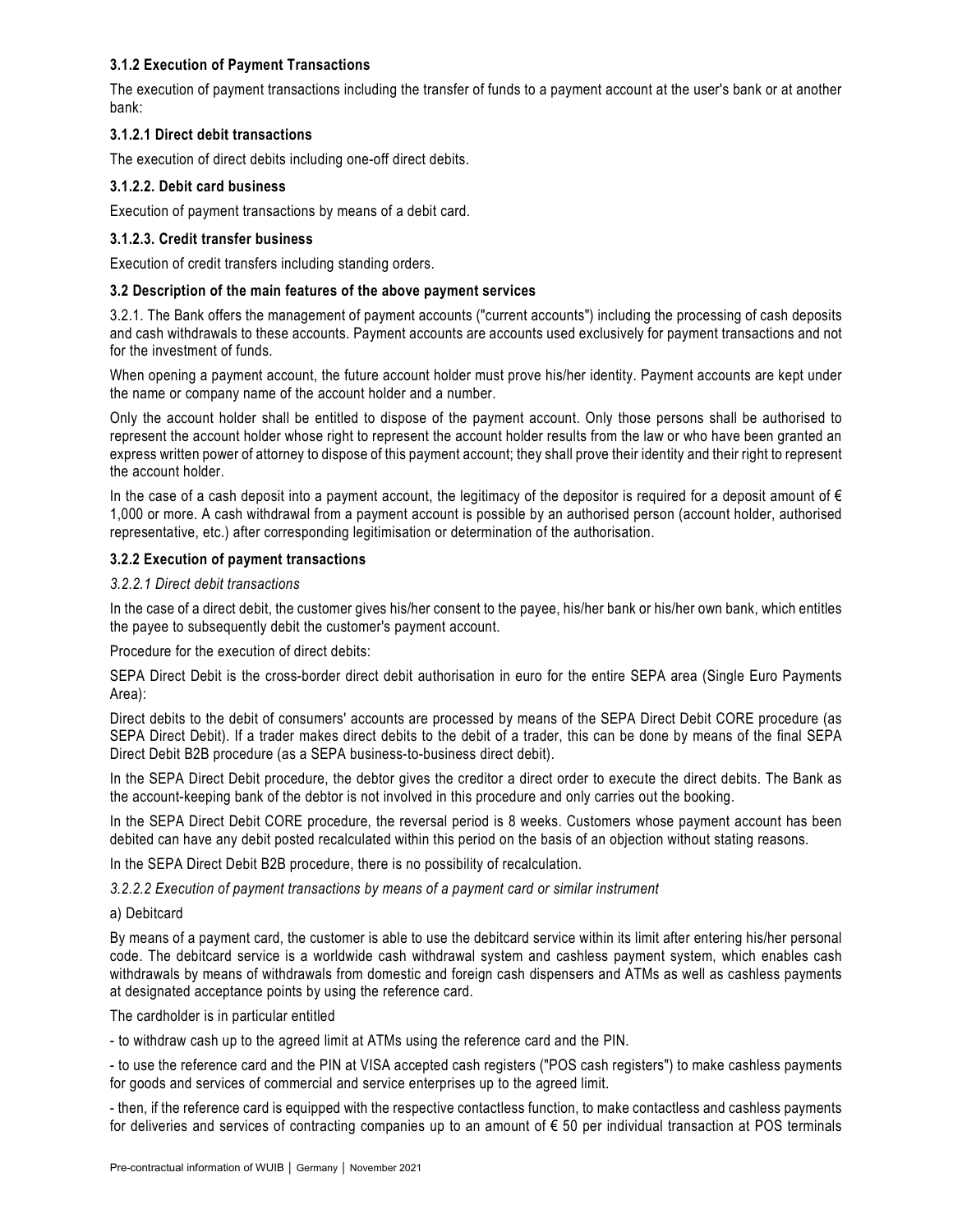### 3.1.2 Execution of Payment Transactions

The execution of payment transactions including the transfer of funds to a payment account at the user's bank or at another bank:

#### 3.1.2.1 Direct debit transactions

The execution of direct debits including one-off direct debits.

#### 3.1.2.2. Debit card business

Execution of payment transactions by means of a debit card.

#### 3.1.2.3. Credit transfer business

Execution of credit transfers including standing orders.

### 3.2 Description of the main features of the above payment services

3.2.1. The Bank offers the management of payment accounts ("current accounts") including the processing of cash deposits and cash withdrawals to these accounts. Payment accounts are accounts used exclusively for payment transactions and not for the investment of funds.

When opening a payment account, the future account holder must prove his/her identity. Payment accounts are kept under the name or company name of the account holder and a number.

Only the account holder shall be entitled to dispose of the payment account. Only those persons shall be authorised to represent the account holder whose right to represent the account holder results from the law or who have been granted an express written power of attorney to dispose of this payment account; they shall prove their identity and their right to represent the account holder.

In the case of a cash deposit into a payment account, the legitimacy of the depositor is required for a deposit amount of € 1,000 or more. A cash withdrawal from a payment account is possible by an authorised person (account holder, authorised representative, etc.) after corresponding legitimisation or determination of the authorisation.

### 3.2.2 Execution of payment transactions

*3.2.2.1 Direct debit transactions*

In the case of a direct debit, the customer gives his/her consent to the payee, his/her bank or his/her own bank, which entitles the payee to subsequently debit the customer's payment account.

Procedure for the execution of direct debits:

SEPA Direct Debit is the cross-border direct debit authorisation in euro for the entire SEPA area (Single Euro Payments Area):

Direct debits to the debit of consumers' accounts are processed by means of the SEPA Direct Debit CORE procedure (as SEPA Direct Debit). If a trader makes direct debits to the debit of a trader, this can be done by means of the final SEPA Direct Debit B2B procedure (as a SEPA business-to-business direct debit).

In the SEPA Direct Debit procedure, the debtor gives the creditor a direct order to execute the direct debits. The Bank as the account-keeping bank of the debtor is not involved in this procedure and only carries out the booking.

In the SEPA Direct Debit CORE procedure, the reversal period is 8 weeks. Customers whose payment account has been debited can have any debit posted recalculated within this period on the basis of an objection without stating reasons.

In the SEPA Direct Debit B2B procedure, there is no possibility of recalculation.

*3.2.2.2 Execution of payment transactions by means of a payment card or similar instrument*

a) Debitcard

By means of a payment card, the customer is able to use the debitcard service within its limit after entering his/her personal code. The debitcard service is a worldwide cash withdrawal system and cashless payment system, which enables cash withdrawals by means of withdrawals from domestic and foreign cash dispensers and ATMs as well as cashless payments at designated acceptance points by using the reference card.

The cardholder is in particular entitled

- to withdraw cash up to the agreed limit at ATMs using the reference card and the PIN.
- to use the reference card and the PIN at VISA accepted cash registers ("POS cash registers") to make cashless payments for goods and services of commercial and service enterprises up to the agreed limit.
- then, if the reference card is equipped with the respective contactless function, to make contactless and cashless payments for deliveries and services of contracting companies up to an amount of € 50 per individual transaction at POS terminals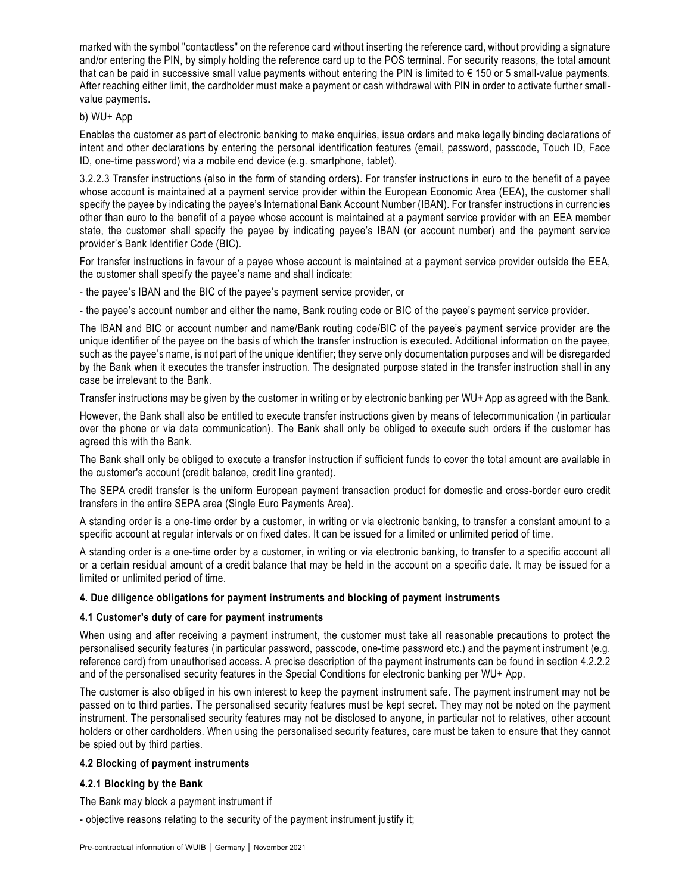marked with the symbol "contactless" on the reference card without inserting the reference card, without providing a signature and/or entering the PIN, by simply holding the reference card up to the POS terminal. For security reasons, the total amount that can be paid in successive small value payments without entering the PIN is limited to € 150 or 5 small-value payments. After reaching either limit, the cardholder must make a payment or cash withdrawal with PIN in order to activate further small-value payments.

b) WU+ App

Enables the customer as part of electronic banking to make enquiries, issue orders and make legally binding declarations of intent and other declarations by entering the personal identification features (email, password, passcode, Touch ID, Face ID, one-time password) via a mobile end device (e.g. smartphone, tablet).

3.2.2.3 Transfer instructions (also in the form of standing orders). For transfer instructions in euro to the benefit of a payee whose account is maintained at a payment service provider within the European Economic Area (EEA), the customer shall specify the payee by indicating the payee's International Bank Account Number (IBAN). For transfer instructions in currencies other than euro to the benefit of a payee whose account is maintained at a payment service provider with an EEA member state, the customer shall specify the payee by indicating payee's IBAN (or account number) and the payment service provider's Bank Identifier Code (BIC).

For transfer instructions in favour of a payee whose account is maintained at a payment service provider outside the EEA, the customer shall specify the payee's name and shall indicate:

- the payee's IBAN and the BIC of the payee's payment service provider, or

- the payee's account number and either the name, Bank routing code or BIC of the payee's payment service provider.

The IBAN and BIC or account number and name/Bank routing code/BIC of the payee's payment service provider are the unique identifier of the payee on the basis of which the transfer instruction is executed. Additional information on the payee, such as the payee's name, is not part of the unique identifier; they serve only documentation purposes and will be disregarded by the Bank when it executes the transfer instruction. The designated purpose stated in the transfer instruction shall in any case be irrelevant to the Bank.

Transfer instructions may be given by the customer in writing or by electronic banking per WU+ App as agreed with the Bank.

However, the Bank shall also be entitled to execute transfer instructions given by means of telecommunication (in particular over the phone or via data communication). The Bank shall only be obliged to execute such orders if the customer has agreed this with the Bank.

The Bank shall only be obliged to execute a transfer instruction if sufficient funds to cover the total amount are available in the customer's account (credit balance, credit line granted).

The SEPA credit transfer is the uniform European payment transaction product for domestic and cross-border euro credit transfers in the entire SEPA area (Single Euro Payments Area).

A standing order is a one-time order by a customer, in writing or via electronic banking, to transfer a constant amount to a specific account at regular intervals or on fixed dates. It can be issued for a limited or unlimited period of time.

A standing order is a one-time order by a customer, in writing or via electronic banking, to transfer to a specific account all or a certain residual amount of a credit balance that may be held in the account on a specific date. It may be issued for a limited or unlimited period of time.

#### 4. Due diligence obligations for payment instruments and blocking of payment instruments

#### 4.1 Customer's duty of care for payment instruments

When using and after receiving a payment instrument, the customer must take all reasonable precautions to protect the personalised security features (in particular password, passcode, one-time password etc.) and the payment instrument (e.g. reference card) from unauthorised access. A precise description of the payment instruments can be found in section 4.2.2.2 and of the personalised security features in the Special Conditions for electronic banking per WU+ App.

The customer is also obliged in his own interest to keep the payment instrument safe. The payment instrument may not be passed on to third parties. The personalised security features must be kept secret. They may not be noted on the payment instrument. The personalised security features may not be disclosed to anyone, in particular not to relatives, other account holders or other cardholders. When using the personalised security features, care must be taken to ensure that they cannot be spied out by third parties.

#### 4.2 Blocking of payment instruments

#### 4.2.1 Blocking by the Bank

The Bank may block a payment instrument if

- objective reasons relating to the security of the payment instrument justify it;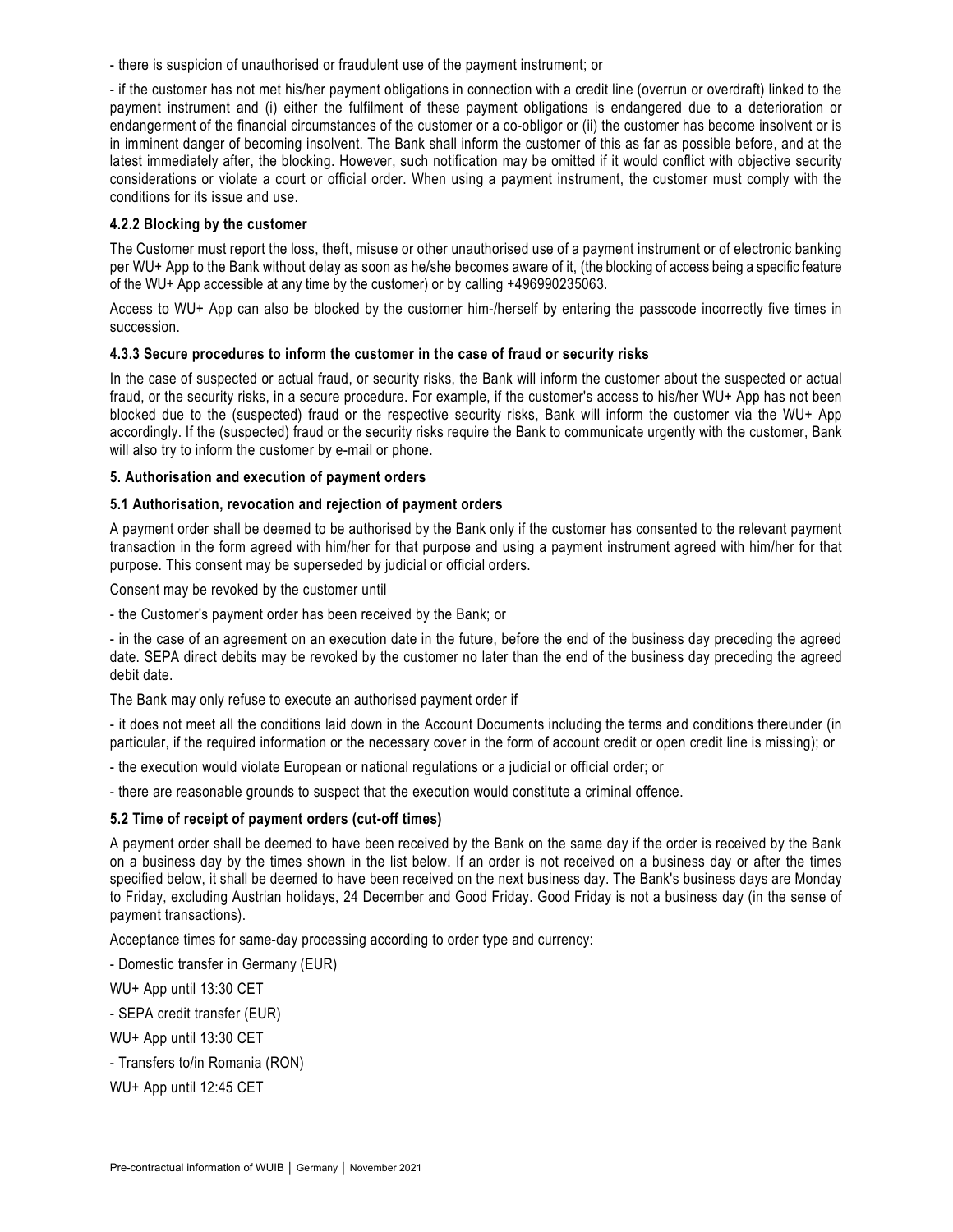- there is suspicion of unauthorised or fraudulent use of the payment instrument; or

- if the customer has not met his/her payment obligations in connection with a credit line (overrun or overdraft) linked to the payment instrument and (i) either the fulfilment of these payment obligations is endangered due to a deterioration or endangerment of the financial circumstances of the customer or a co-obligor or (ii) the customer has become insolvent or is in imminent danger of becoming insolvent. The Bank shall inform the customer of this as far as possible before, and at the latest immediately after, the blocking. However, such notification may be omitted if it would conflict with objective security considerations or violate a court or official order. When using a payment instrument, the customer must comply with the conditions for its issue and use.

#### 4.2.2 Blocking by the customer

The Customer must report the loss, theft, misuse or other unauthorised use of a payment instrument or of electronic banking per WU+ App to the Bank without delay as soon as he/she becomes aware of it, (the blocking of access being a specific feature of the WU+ App accessible at any time by the customer) or by calling +496990235063.

Access to WU+ App can also be blocked by the customer him-/herself by entering the passcode incorrectly five times in succession.

#### 4.3.3 Secure procedures to inform the customer in the case of fraud or security risks

In the case of suspected or actual fraud, or security risks, the Bank will inform the customer about the suspected or actual fraud, or the security risks, in a secure procedure. For example, if the customer's access to his/her WU+ App has not been blocked due to the (suspected) fraud or the respective security risks, Bank will inform the customer via the WU+ App accordingly. If the (suspected) fraud or the security risks require the Bank to communicate urgently with the customer, Bank will also try to inform the customer by e-mail or phone.

### 5. Authorisation and execution of payment orders

#### 5.1 Authorisation, revocation and rejection of payment orders

A payment order shall be deemed to be authorised by the Bank only if the customer has consented to the relevant payment transaction in the form agreed with him/her for that purpose and using a payment instrument agreed with him/her for that purpose. This consent may be superseded by judicial or official orders.

Consent may be revoked by the customer until

- the Customer's payment order has been received by the Bank; or

- in the case of an agreement on an execution date in the future, before the end of the business day preceding the agreed date. SEPA direct debits may be revoked by the customer no later than the end of the business day preceding the agreed debit date.

The Bank may only refuse to execute an authorised payment order if

- it does not meet all the conditions laid down in the Account Documents including the terms and conditions thereunder (in particular, if the required information or the necessary cover in the form of account credit or open credit line is missing); or

- the execution would violate European or national regulations or a judicial or official order; or

- there are reasonable grounds to suspect that the execution would constitute a criminal offence.

#### 5.2 Time of receipt of payment orders (cut-off times)

A payment order shall be deemed to have been received by the Bank on the same day if the order is received by the Bank on a business day by the times shown in the list below. If an order is not received on a business day or after the times specified below, it shall be deemed to have been received on the next business day. The Bank's business days are Monday to Friday, excluding Austrian holidays, 24 December and Good Friday. Good Friday is not a business day (in the sense of payment transactions).

Acceptance times for same-day processing according to order type and currency:

- Domestic transfer in Germany (EUR)

WU+ App until 13:30 CET

- SEPA credit transfer (EUR)

WU+ App until 13:30 CET

- Transfers to/in Romania (RON)

WU+ App until 12:45 CET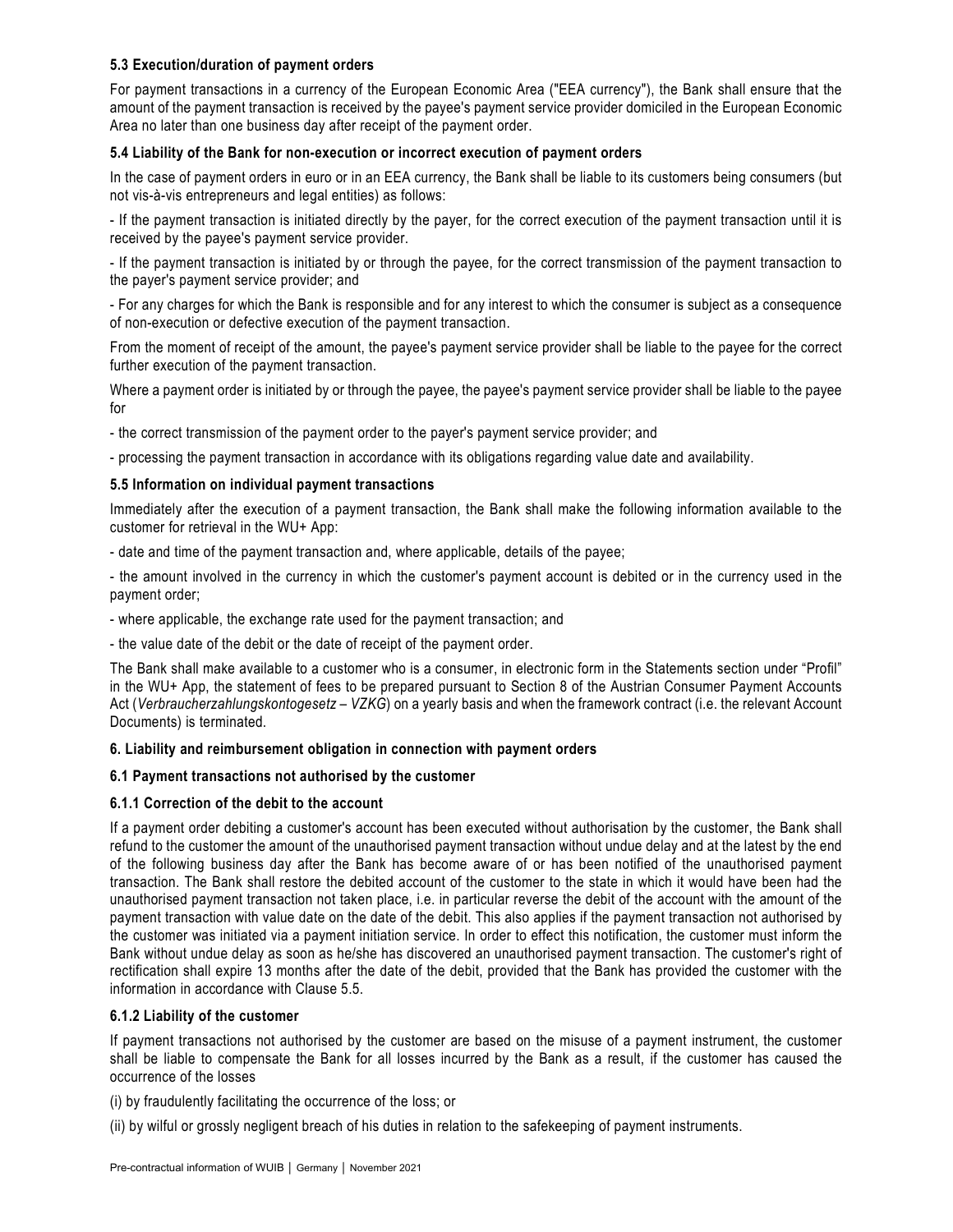### 5.3 Execution/duration of payment orders

For payment transactions in a currency of the European Economic Area ("EEA currency"), the Bank shall ensure that the amount of the payment transaction is received by the payee's payment service provider domiciled in the European Economic Area no later than one business day after receipt of the payment order.

### 5.4 Liability of the Bank for non-execution or incorrect execution of payment orders

In the case of payment orders in euro or in an EEA currency, the Bank shall be liable to its customers being consumers (but not vis-à-vis entrepreneurs and legal entities) as follows:

- If the payment transaction is initiated directly by the payer, for the correct execution of the payment transaction until it is received by the payee's payment service provider.
- If the payment transaction is initiated by or through the payee, for the correct transmission of the payment transaction to the payer's payment service provider; and
- For any charges for which the Bank is responsible and for any interest to which the consumer is subject as a consequence of non-execution or defective execution of the payment transaction.

From the moment of receipt of the amount, the payee's payment service provider shall be liable to the payee for the correct further execution of the payment transaction.

Where a payment order is initiated by or through the payee, the payee's payment service provider shall be liable to the payee for

- the correct transmission of the payment order to the payer's payment service provider; and
- processing the payment transaction in accordance with its obligations regarding value date and availability.

### 5.5 Information on individual payment transactions

Immediately after the execution of a payment transaction, the Bank shall make the following information available to the customer for retrieval in the WU+ App:

- date and time of the payment transaction and, where applicable, details of the payee;
- the amount involved in the currency in which the customer's payment account is debited or in the currency used in the payment order;
- where applicable, the exchange rate used for the payment transaction; and
- the value date of the debit or the date of receipt of the payment order.

The Bank shall make available to a customer who is a consumer, in electronic form in the Statements section under "Profil" in the WU+ App, the statement of fees to be prepared pursuant to Section 8 of the Austrian Consumer Payment Accounts Act (*Verbraucherzahlungskontogesetz – VZKG*) on a yearly basis and when the framework contract (i.e. the relevant Account Documents) is terminated.

## 6. Liability and reimbursement obligation in connection with payment orders

### 6.1 Payment transactions not authorised by the customer

#### 6.1.1 Correction of the debit to the account

If a payment order debiting a customer's account has been executed without authorisation by the customer, the Bank shall refund to the customer the amount of the unauthorised payment transaction without undue delay and at the latest by the end of the following business day after the Bank has become aware of or has been notified of the unauthorised payment transaction. The Bank shall restore the debited account of the customer to the state in which it would have been had the unauthorised payment transaction not taken place, i.e. in particular reverse the debit of the account with the amount of the payment transaction with value date on the date of the debit. This also applies if the payment transaction not authorised by the customer was initiated via a payment initiation service. In order to effect this notification, the customer must inform the Bank without undue delay as soon as he/she has discovered an unauthorised payment transaction. The customer's right of rectification shall expire 13 months after the date of the debit, provided that the Bank has provided the customer with the information in accordance with Clause 5.5.

#### 6.1.2 Liability of the customer

If payment transactions not authorised by the customer are based on the misuse of a payment instrument, the customer shall be liable to compensate the Bank for all losses incurred by the Bank as a result, if the customer has caused the occurrence of the losses

(i) by fraudulently facilitating the occurrence of the loss; or

(ii) by wilful or grossly negligent breach of his duties in relation to the safekeeping of payment instruments.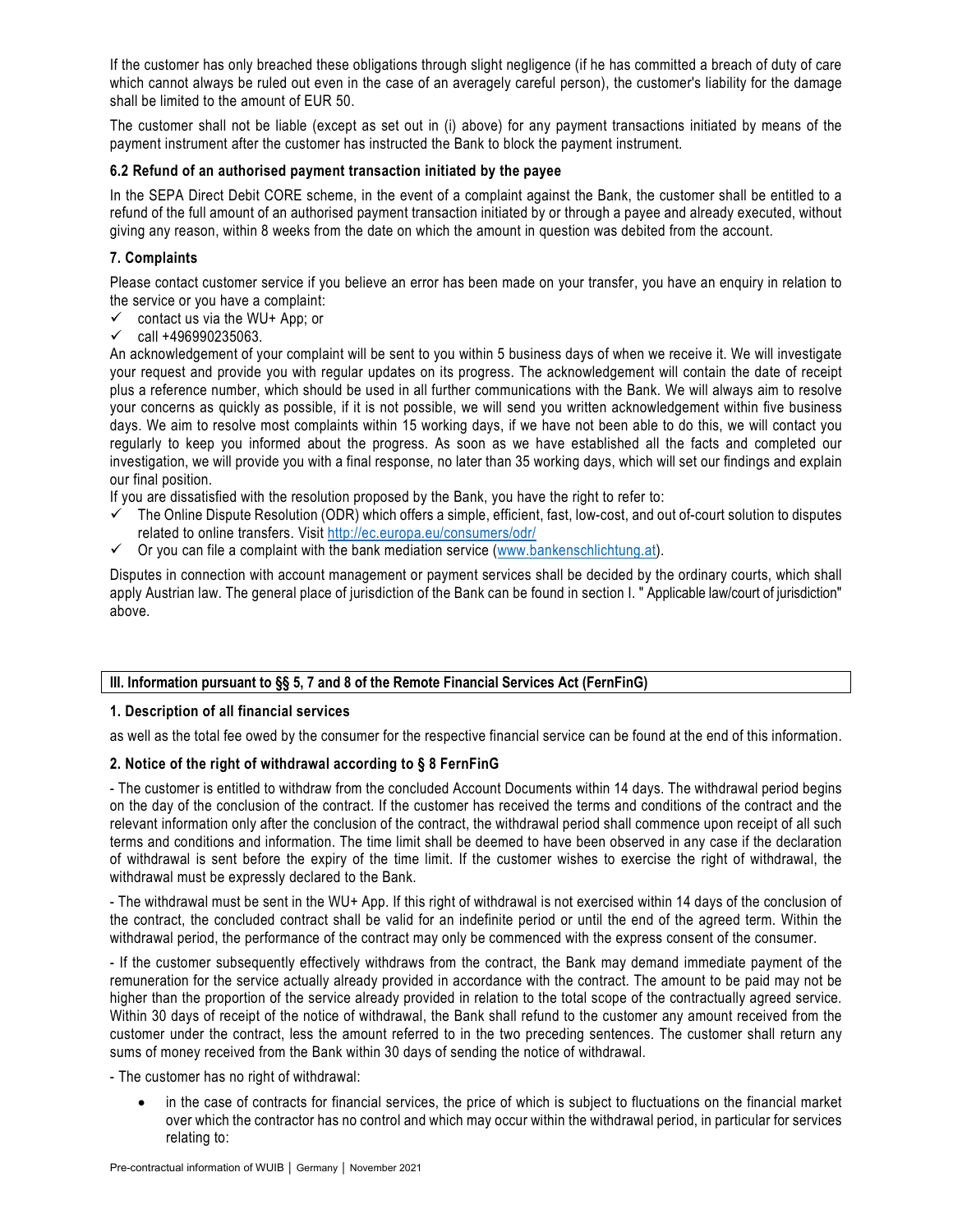If the customer has only breached these obligations through slight negligence (if he has committed a breach of duty of care which cannot always be ruled out even in the case of an averagely careful person), the customer's liability for the damage shall be limited to the amount of EUR 50.

The customer shall not be liable (except as set out in (i) above) for any payment transactions initiated by means of the payment instrument after the customer has instructed the Bank to block the payment instrument.

### 6.2 Refund of an authorised payment transaction initiated by the payee

In the SEPA Direct Debit CORE scheme, in the event of a complaint against the Bank, the customer shall be entitled to a refund of the full amount of an authorised payment transaction initiated by or through a payee and already executed, without giving any reason, within 8 weeks from the date on which the amount in question was debited from the account.

### 7. Complaints

Please contact customer service if you believe an error has been made on your transfer, you have an enquiry in relation to the service or you have a complaint:

- ✓ contact us via the WU+ App; or
- ✓ call +496990235063.

An acknowledgement of your complaint will be sent to you within 5 business days of when we receive it. We will investigate your request and provide you with regular updates on its progress. The acknowledgement will contain the date of receipt plus a reference number, which should be used in all further communications with the Bank. We will always aim to resolve your concerns as quickly as possible, if it is not possible, we will send you written acknowledgement within five business days. We aim to resolve most complaints within 15 working days, if we have not been able to do this, we will contact you regularly to keep you informed about the progress. As soon as we have established all the facts and completed our investigation, we will provide you with a final response, no later than 35 working days, which will set our findings and explain our final position.

If you are dissatisfied with the resolution proposed by the Bank, you have the right to refer to:

- ✓ The Online Dispute Resolution (ODR) which offers a simple, efficient, fast, low-cost, and out of-court solution to disputes related to online transfers. Visit http://ec.europa.eu/consumers/odr/
- ✓ Or you can file a complaint with the bank mediation service (www.bankenschlichtung.at).

Disputes in connection with account management or payment services shall be decided by the ordinary courts, which shall apply Austrian law. The general place of jurisdiction of the Bank can be found in section I. " Applicable law/court of jurisdiction" above.

## III. Information pursuant to §§ 5, 7 and 8 of the Remote Financial Services Act (FernFinG)

### 1. Description of all financial services

as well as the total fee owed by the consumer for the respective financial service can be found at the end of this information.

### 2. Notice of the right of withdrawal according to § 8 FernFinG

- The customer is entitled to withdraw from the concluded Account Documents within 14 days. The withdrawal period begins on the day of the conclusion of the contract. If the customer has received the terms and conditions of the contract and the relevant information only after the conclusion of the contract, the withdrawal period shall commence upon receipt of all such terms and conditions and information. The time limit shall be deemed to have been observed in any case if the declaration of withdrawal is sent before the expiry of the time limit. If the customer wishes to exercise the right of withdrawal, the withdrawal must be expressly declared to the Bank.

- The withdrawal must be sent in the WU+ App. If this right of withdrawal is not exercised within 14 days of the conclusion of the contract, the concluded contract shall be valid for an indefinite period or until the end of the agreed term. Within the withdrawal period, the performance of the contract may only be commenced with the express consent of the consumer.

- If the customer subsequently effectively withdraws from the contract, the Bank may demand immediate payment of the remuneration for the service actually already provided in accordance with the contract. The amount to be paid may not be higher than the proportion of the service already provided in relation to the total scope of the contractually agreed service. Within 30 days of receipt of the notice of withdrawal, the Bank shall refund to the customer any amount received from the customer under the contract, less the amount referred to in the two preceding sentences. The customer shall return any sums of money received from the Bank within 30 days of sending the notice of withdrawal.

- The customer has no right of withdrawal:

- in the case of contracts for financial services, the price of which is subject to fluctuations on the financial market over which the contractor has no control and which may occur within the withdrawal period, in particular for services relating to: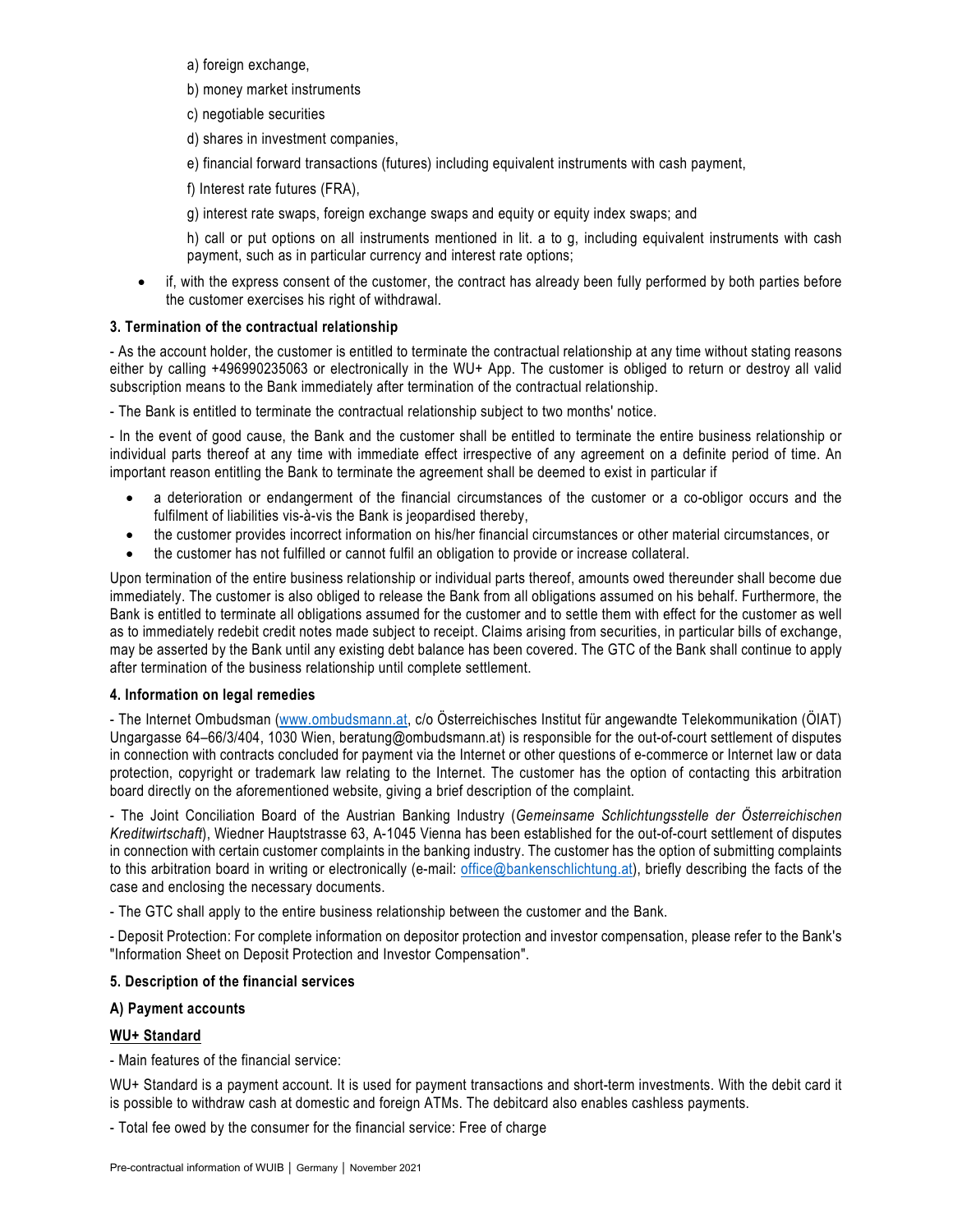a) foreign exchange,

b) money market instruments

c) negotiable securities

d) shares in investment companies,

e) financial forward transactions (futures) including equivalent instruments with cash payment,

f) Interest rate futures (FRA),

g) interest rate swaps, foreign exchange swaps and equity or equity index swaps; and

h) call or put options on all instruments mentioned in lit. a to g, including equivalent instruments with cash payment, such as in particular currency and interest rate options;

- if, with the express consent of the customer, the contract has already been fully performed by both parties before the customer exercises his right of withdrawal.

**3. Termination of the contractual relationship**

- As the account holder, the customer is entitled to terminate the contractual relationship at any time without stating reasons either by calling +496990235063 or electronically in the WU+ App. The customer is obliged to return or destroy all valid subscription means to the Bank immediately after termination of the contractual relationship.

- The Bank is entitled to terminate the contractual relationship subject to two months' notice.

- In the event of good cause, the Bank and the customer shall be entitled to terminate the entire business relationship or individual parts thereof at any time with immediate effect irrespective of any agreement on a definite period of time. An important reason entitling the Bank to terminate the agreement shall be deemed to exist in particular if

- a deterioration or endangerment of the financial circumstances of the customer or a co-obligor occurs and the fulfilment of liabilities vis-à-vis the Bank is jeopardised thereby,
- the customer provides incorrect information on his/her financial circumstances or other material circumstances, or
- the customer has not fulfilled or cannot fulfil an obligation to provide or increase collateral.

Upon termination of the entire business relationship or individual parts thereof, amounts owed thereunder shall become due immediately. The customer is also obliged to release the Bank from all obligations assumed on his behalf. Furthermore, the Bank is entitled to terminate all obligations assumed for the customer and to settle them with effect for the customer as well as to immediately redebit credit notes made subject to receipt. Claims arising from securities, in particular bills of exchange, may be asserted by the Bank until any existing debt balance has been covered. The GTC of the Bank shall continue to apply after termination of the business relationship until complete settlement.

**4. Information on legal remedies**

- The Internet Ombudsman (www.ombudsmann.at, c/o Österreichisches Institut für angewandte Telekommunikation (ÖIAT) Ungargasse 64–66/3/404, 1030 Wien, beratung@ombudsmann.at) is responsible for the out-of-court settlement of disputes in connection with contracts concluded for payment via the Internet or other questions of e-commerce or Internet law or data protection, copyright or trademark law relating to the Internet. The customer has the option of contacting this arbitration board directly on the aforementioned website, giving a brief description of the complaint.

- The Joint Conciliation Board of the Austrian Banking Industry (*Gemeinsame Schlichtungsstelle der Österreichischen Kreditwirtschaft*), Wiedner Hauptstrasse 63, A-1045 Vienna has been established for the out-of-court settlement of disputes in connection with certain customer complaints in the banking industry. The customer has the option of submitting complaints to this arbitration board in writing or electronically (e-mail: office@bankenschlichtung.at), briefly describing the facts of the case and enclosing the necessary documents.

- The GTC shall apply to the entire business relationship between the customer and the Bank.

- Deposit Protection: For complete information on depositor protection and investor compensation, please refer to the Bank's "Information Sheet on Deposit Protection and Investor Compensation".

**5. Description of the financial services**

**A) Payment accounts**

**WU+ Standard**

- Main features of the financial service:

WU+ Standard is a payment account. It is used for payment transactions and short-term investments. With the debit card it is possible to withdraw cash at domestic and foreign ATMs. The debitcard also enables cashless payments.

- Total fee owed by the consumer for the financial service: Free of charge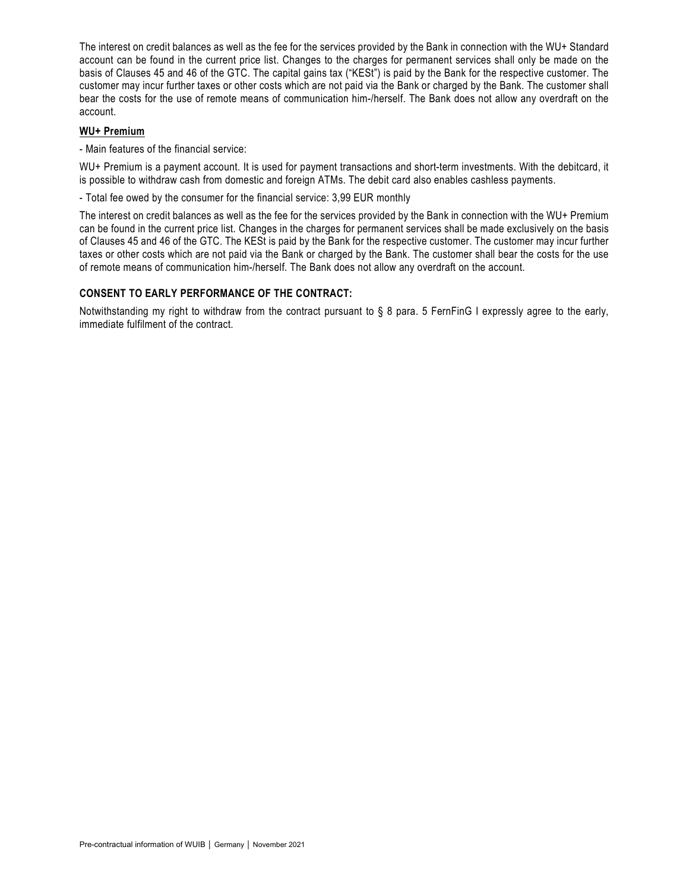The interest on credit balances as well as the fee for the services provided by the Bank in connection with the WU+ Standard account can be found in the current price list. Changes to the charges for permanent services shall only be made on the basis of Clauses 45 and 46 of the GTC. The capital gains tax ("KESt") is paid by the Bank for the respective customer. The customer may incur further taxes or other costs which are not paid via the Bank or charged by the Bank. The customer shall bear the costs for the use of remote means of communication him-/herself. The Bank does not allow any overdraft on the account.

**WU+ Premium**

- Main features of the financial service:

WU+ Premium is a payment account. It is used for payment transactions and short-term investments. With the debitcard, it is possible to withdraw cash from domestic and foreign ATMs. The debit card also enables cashless payments.

- Total fee owed by the consumer for the financial service: 3,99 EUR monthly

The interest on credit balances as well as the fee for the services provided by the Bank in connection with the WU+ Premium can be found in the current price list. Changes in the charges for permanent services shall be made exclusively on the basis of Clauses 45 and 46 of the GTC. The KESt is paid by the Bank for the respective customer. The customer may incur further taxes or other costs which are not paid via the Bank or charged by the Bank. The customer shall bear the costs for the use of remote means of communication him-/herself. The Bank does not allow any overdraft on the account.

**CONSENT TO EARLY PERFORMANCE OF THE CONTRACT:**

Notwithstanding my right to withdraw from the contract pursuant to § 8 para. 5 FernFinG I expressly agree to the early, immediate fulfilment of the contract.